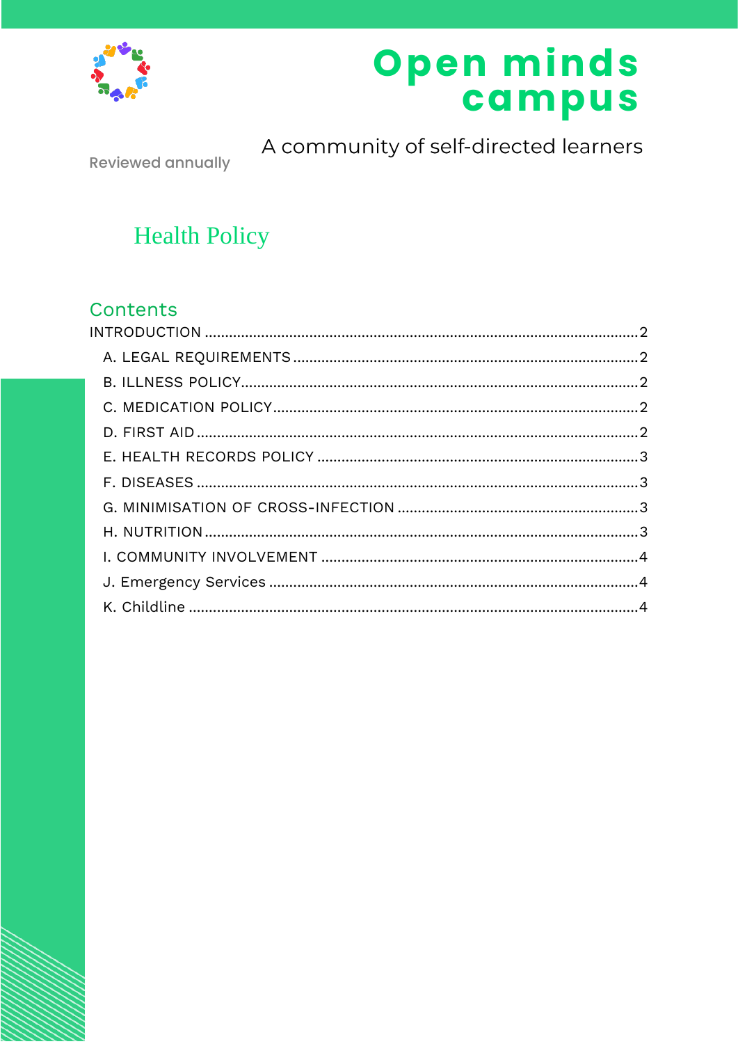# Open minds campus

A community of self-directed learners

Reviewed annually

# Health Policy

## Contents

INTRODUCTION ........................................................................................................ 2

- A. LEGAL REQUIREMENTS ........................................................................................ 2
- B. ILLNESS POLICY ..................................................................................................... 2
- C. MEDICATION POLICY ............................................................................................. 2
- D. FIRST AID ................................................................................................................ 2
- E. HEALTH RECORDS POLICY ................................................................................... 3
- F. DISEASES ................................................................................................................ 3
- G. MINIMISATION OF CROSS-INFECTION ................................................................. 3
- H. NUTRITION .............................................................................................................. 3
- I. COMMUNITY INVOLVEMENT .................................................................................. 4
- J. Emergency Services .................................................................................................. 4
- K. Childline .................................................................................................................... 4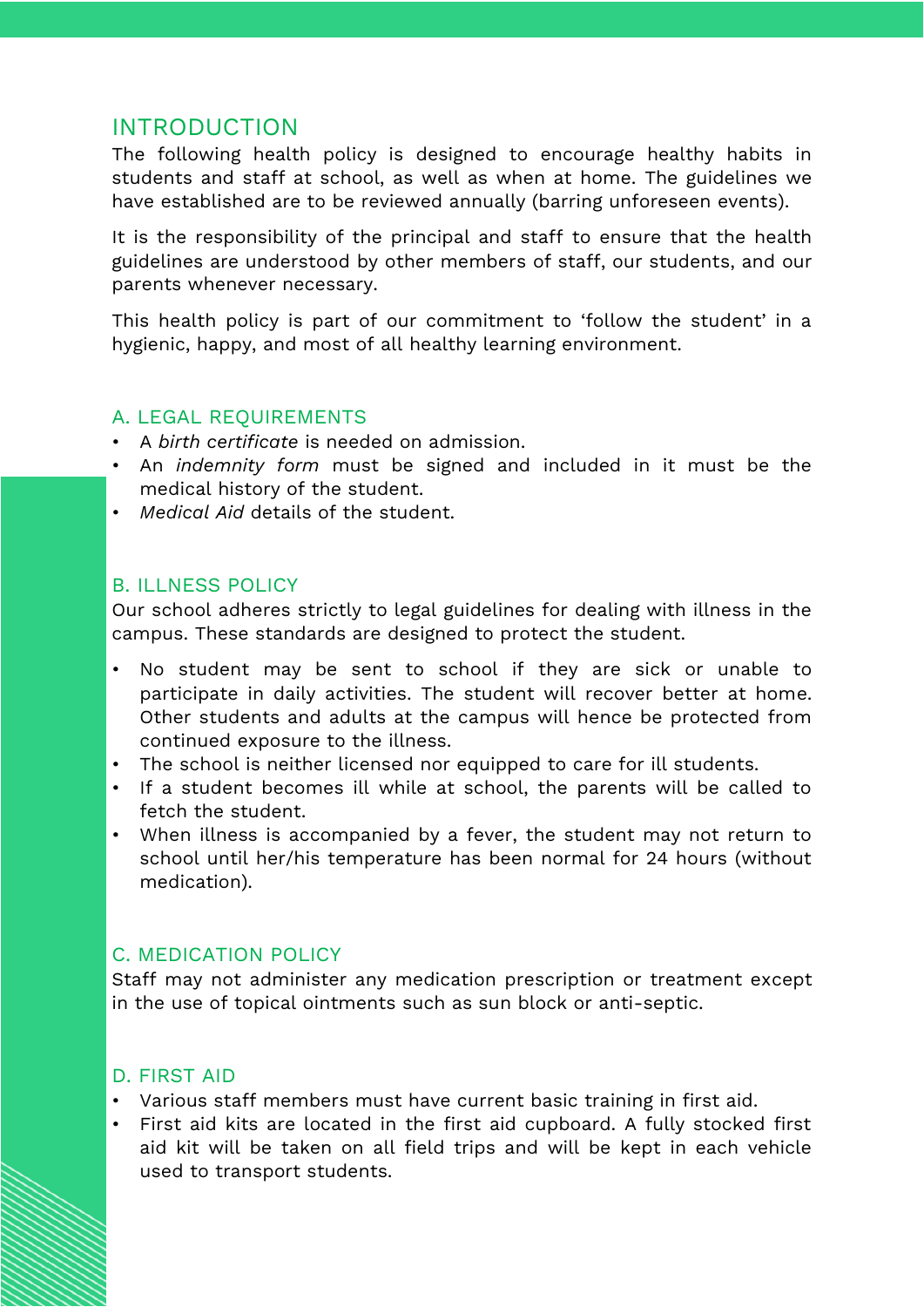## INTRODUCTION

The following health policy is designed to encourage healthy habits in students and staff at school, as well as when at home. The guidelines we have established are to be reviewed annually (barring unforeseen events).

It is the responsibility of the principal and staff to ensure that the health guidelines are understood by other members of staff, our students, and our parents whenever necessary.

This health policy is part of our commitment to 'follow the student' in a hygienic, happy, and most of all healthy learning environment.

### A. LEGAL REQUIREMENTS

- A *birth certificate* is needed on admission.
- An *indemnity form* must be signed and included in it must be the medical history of the student.
- *Medical Aid* details of the student.

### B. ILLNESS POLICY

Our school adheres strictly to legal guidelines for dealing with illness in the campus. These standards are designed to protect the student.

- No student may be sent to school if they are sick or unable to participate in daily activities. The student will recover better at home. Other students and adults at the campus will hence be protected from continued exposure to the illness.
- The school is neither licensed nor equipped to care for ill students.
- If a student becomes ill while at school, the parents will be called to fetch the student.
- When illness is accompanied by a fever, the student may not return to school until her/his temperature has been normal for 24 hours (without medication).

### C. MEDICATION POLICY

Staff may not administer any medication prescription or treatment except in the use of topical ointments such as sun block or anti-septic.

### D. FIRST AID

- Various staff members must have current basic training in first aid.
- First aid kits are located in the first aid cupboard. A fully stocked first aid kit will be taken on all field trips and will be kept in each vehicle used to transport students.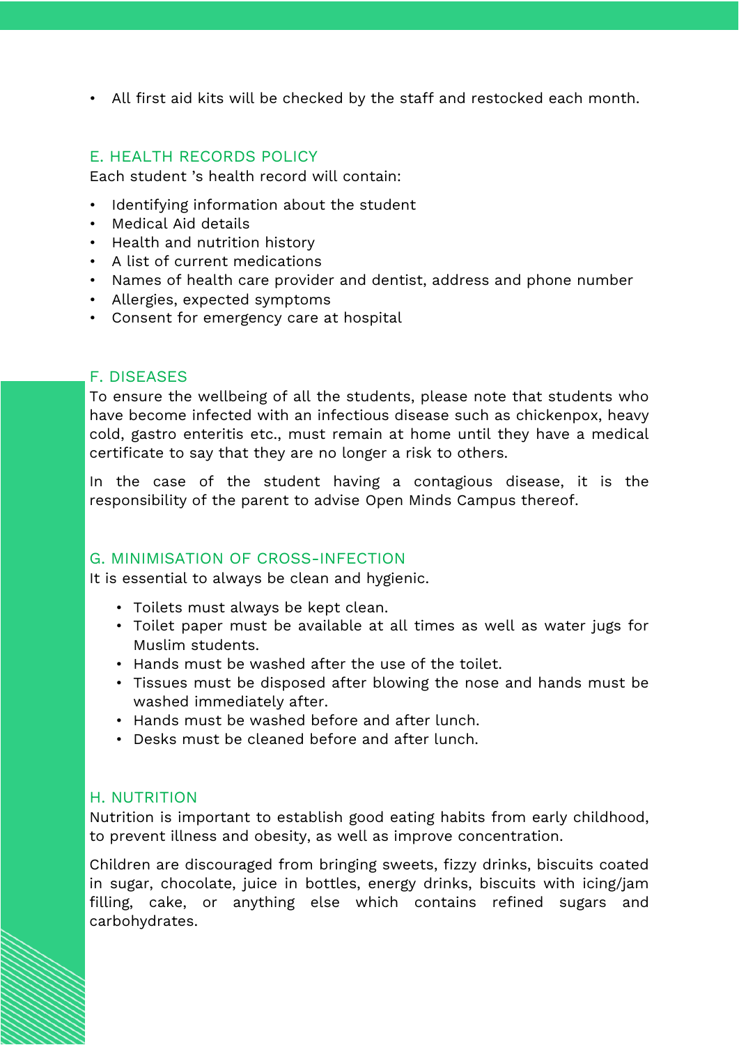- All first aid kits will be checked by the staff and restocked each month.

## E. HEALTH RECORDS POLICY

Each student 's health record will contain:

- Identifying information about the student
- Medical Aid details
- Health and nutrition history
- A list of current medications
- Names of health care provider and dentist, address and phone number
- Allergies, expected symptoms
- Consent for emergency care at hospital

## F. DISEASES

To ensure the wellbeing of all the students, please note that students who have become infected with an infectious disease such as chickenpox, heavy cold, gastro enteritis etc., must remain at home until they have a medical certificate to say that they are no longer a risk to others.

In the case of the student having a contagious disease, it is the responsibility of the parent to advise Open Minds Campus thereof.

## G. MINIMISATION OF CROSS-INFECTION

It is essential to always be clean and hygienic.

- Toilets must always be kept clean.
- Toilet paper must be available at all times as well as water jugs for Muslim students.
- Hands must be washed after the use of the toilet.
- Tissues must be disposed after blowing the nose and hands must be washed immediately after.
- Hands must be washed before and after lunch.
- Desks must be cleaned before and after lunch.

## H. NUTRITION

Nutrition is important to establish good eating habits from early childhood, to prevent illness and obesity, as well as improve concentration.

Children are discouraged from bringing sweets, fizzy drinks, biscuits coated in sugar, chocolate, juice in bottles, energy drinks, biscuits with icing/jam filling, cake, or anything else which contains refined sugars and carbohydrates.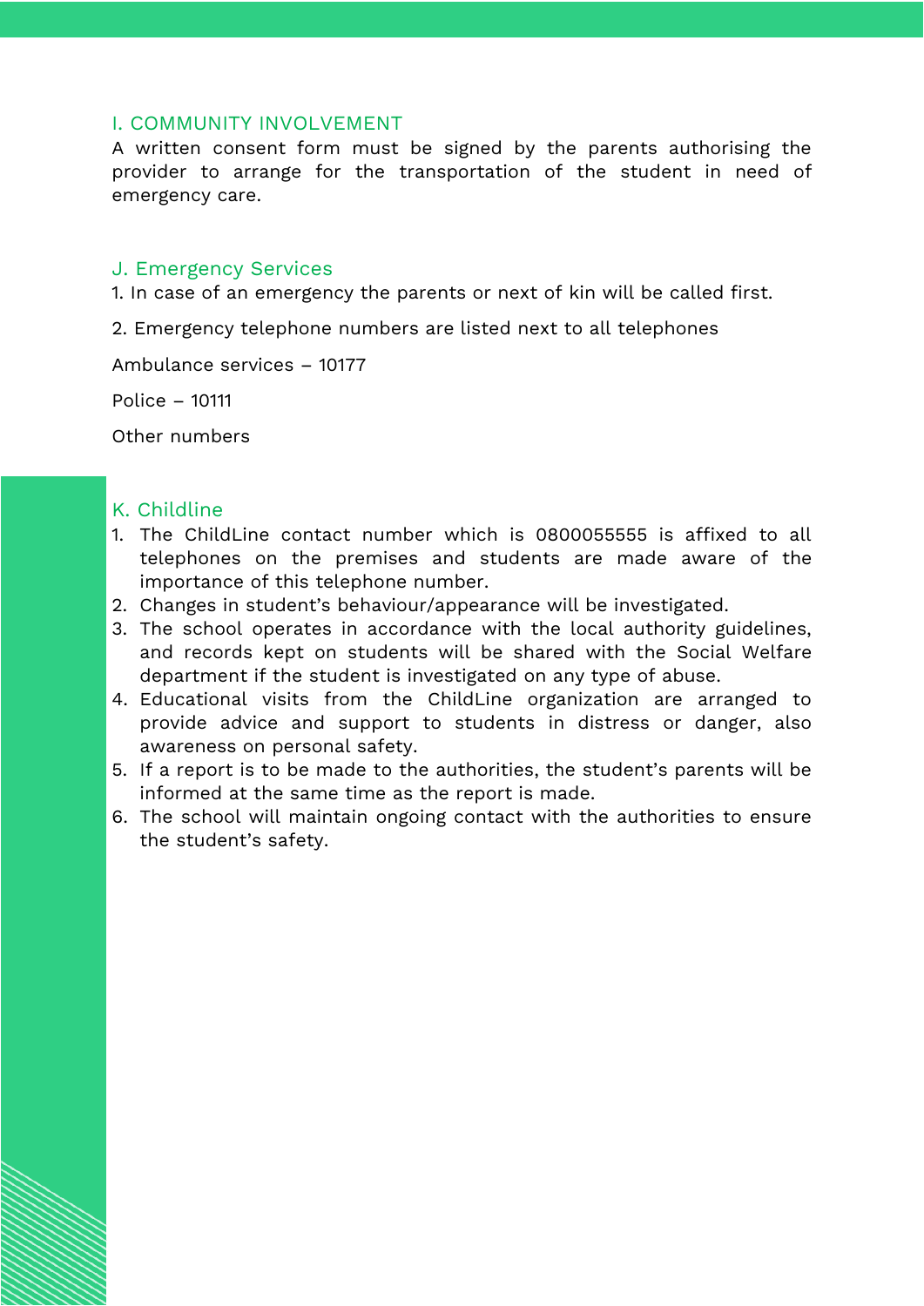## I. COMMUNITY INVOLVEMENT

A written consent form must be signed by the parents authorising the provider to arrange for the transportation of the student in need of emergency care.

## J. Emergency Services

1. In case of an emergency the parents or next of kin will be called first.
2. Emergency telephone numbers are listed next to all telephones

Ambulance services – 10177

Police – 10111

Other numbers

## K. Childline

1. The ChildLine contact number which is 0800055555 is affixed to all telephones on the premises and students are made aware of the importance of this telephone number.
2. Changes in student's behaviour/appearance will be investigated.
3. The school operates in accordance with the local authority guidelines, and records kept on students will be shared with the Social Welfare department if the student is investigated on any type of abuse.
4. Educational visits from the ChildLine organization are arranged to provide advice and support to students in distress or danger, also awareness on personal safety.
5. If a report is to be made to the authorities, the student's parents will be informed at the same time as the report is made.
6. The school will maintain ongoing contact with the authorities to ensure the student's safety.